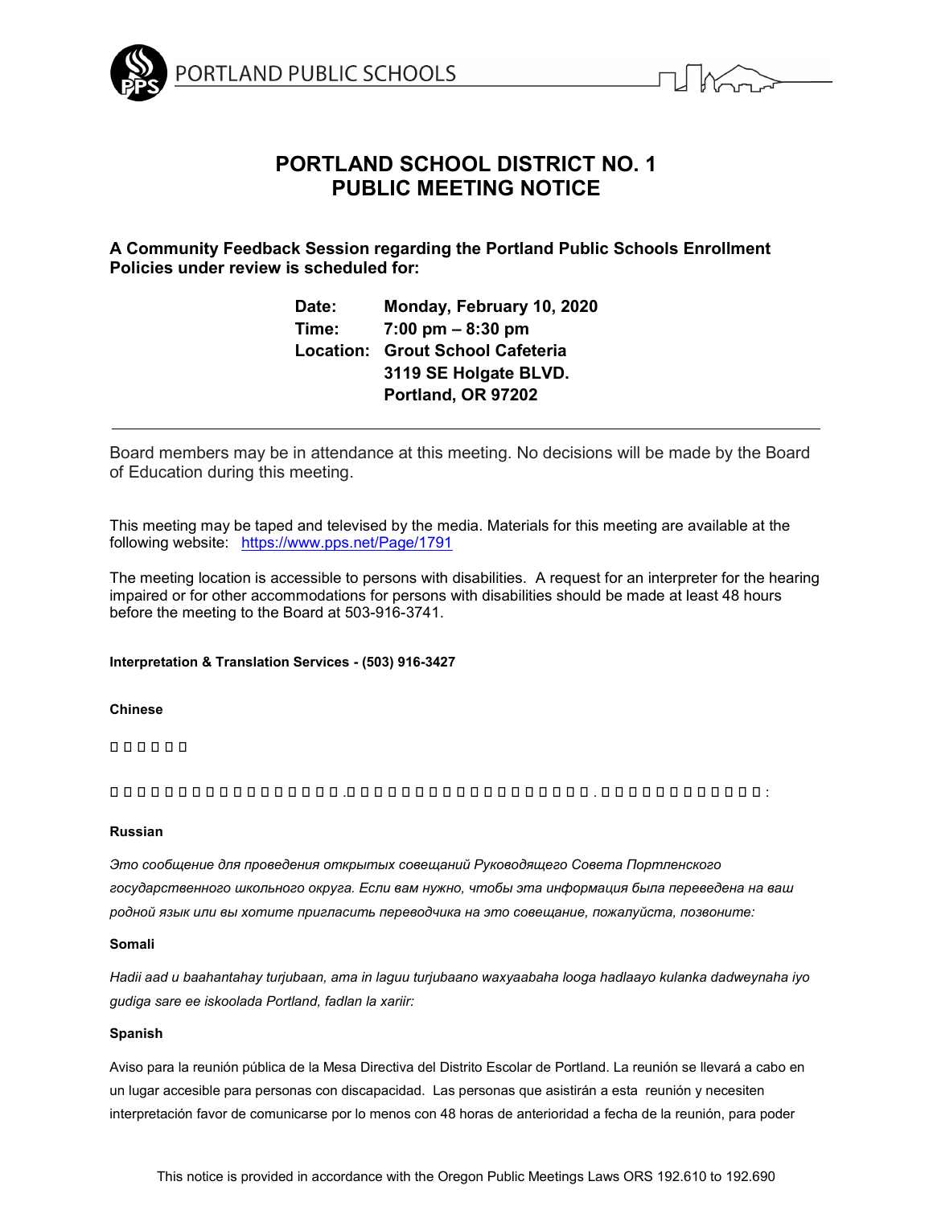PORTLAND PUBLIC SCHOOLS

# PORTLAND SCHOOL DISTRICT NO. 1
# PUBLIC MEETING NOTICE

**A Community Feedback Session regarding the Portland Public Schools Enrollment Policies under review is scheduled for:**

**Date:** **Monday, February 10, 2020**
**Time:** **7:00 pm – 8:30 pm**
**Location:** **Grout School Cafeteria**
**3119 SE Holgate BLVD.**
**Portland, OR 97202**

---

Board members may be in attendance at this meeting. No decisions will be made by the Board of Education during this meeting.

This meeting may be taped and televised by the media. Materials for this meeting are available at the following website: https://www.pps.net/Page/1791

The meeting location is accessible to persons with disabilities. A request for an interpreter for the hearing impaired or for other accommodations for persons with disabilities should be made at least 48 hours before the meeting to the Board at 503-916-3741.

**Interpretation & Translation Services - (503) 916-3427**

**Chinese**

□□□□□□

□□□□□□□□□□□□□□□□□□.□□□□□□□□□□□□□□□□□□□.□□□□□□□□□□□□□:

**Russian**

*Это сообщение для проведения открытых совещаний Руководящего Совета Портленского государственного школьного округа. Если вам нужно, чтобы эта информация была переведена на ваш родной язык или вы хотите пригласить переводчика на это совещание, пожалуйста, позвоните:*

**Somali**

*Hadii aad u baahantahay turjubaan, ama in laguu turjubaano waxyaabaha looga hadlaayo kulanka dadweynaha iyo gudiga sare ee iskoolada Portland, fadlan la xariir:*

**Spanish**

Aviso para la reunión pública de la Mesa Directiva del Distrito Escolar de Portland. La reunión se llevará a cabo en un lugar accesible para personas con discapacidad. Las personas que asistirán a esta reunión y necesiten interpretación favor de comunicarse por lo menos con 48 horas de anterioridad a fecha de la reunión, para poder

This notice is provided in accordance with the Oregon Public Meetings Laws ORS 192.610 to 192.690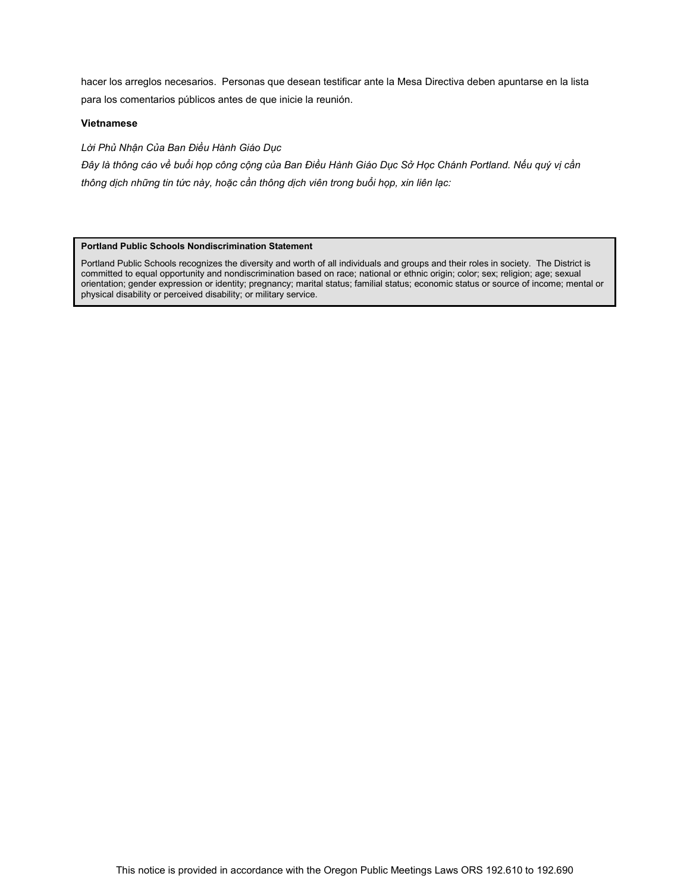hacer los arreglos necesarios. Personas que desean testificar ante la Mesa Directiva deben apuntarse en la lista para los comentarios públicos antes de que inicie la reunión.

**Vietnamese**

*Lời Phủ Nhận Của Ban Điều Hành Giáo Dục*
*Đây là thông cáo về buổi họp công cộng của Ban Điều Hành Giáo Dục Sở Học Chánh Portland. Nếu quý vị cần thông dịch những tin tức này, hoặc cần thông dịch viên trong buổi họp, xin liên lạc:*

**Portland Public Schools Nondiscrimination Statement**

Portland Public Schools recognizes the diversity and worth of all individuals and groups and their roles in society. The District is committed to equal opportunity and nondiscrimination based on race; national or ethnic origin; color; sex; religion; age; sexual orientation; gender expression or identity; pregnancy; marital status; familial status; economic status or source of income; mental or physical disability or perceived disability; or military service.

This notice is provided in accordance with the Oregon Public Meetings Laws ORS 192.610 to 192.690